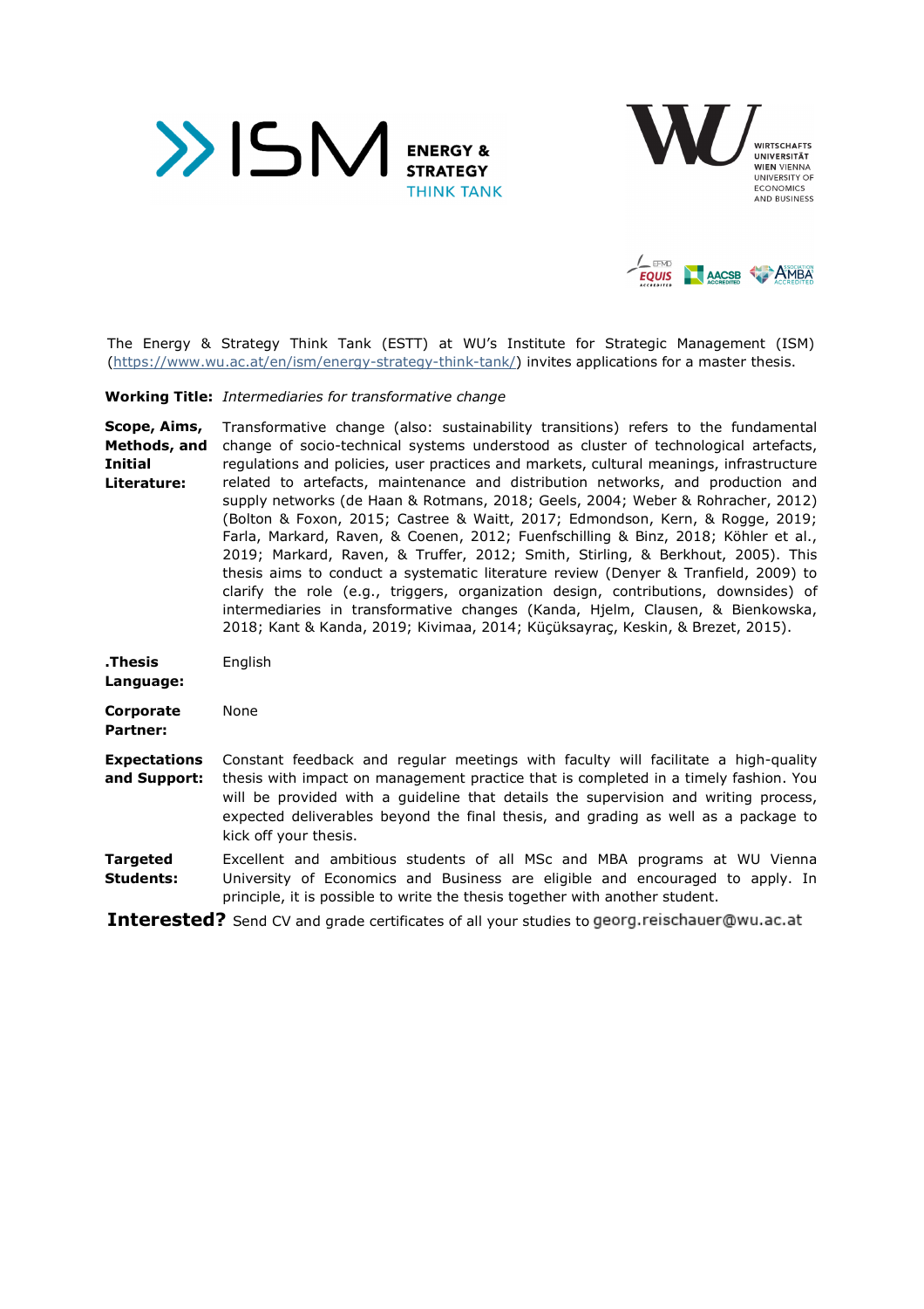The Energy & Strategy Think Tank (ESTT) at WU's Institute for Strategic Management (ISM) (https://www.wu.ac.at/en/ism/energy-strategy-think-tank/) invites applications for a master thesis.

**Working Title:** *Intermediaries for transformative change*

**Scope, Aims, Methods, and Initial Literature:** Transformative change (also: sustainability transitions) refers to the fundamental change of socio-technical systems understood as cluster of technological artefacts, regulations and policies, user practices and markets, cultural meanings, infrastructure related to artefacts, maintenance and distribution networks, and production and supply networks (de Haan & Rotmans, 2018; Geels, 2004; Weber & Rohracher, 2012) (Bolton & Foxon, 2015; Castree & Waitt, 2017; Edmondson, Kern, & Rogge, 2019; Farla, Markard, Raven, & Coenen, 2012; Fuenfschilling & Binz, 2018; Köhler et al., 2019; Markard, Raven, & Truffer, 2012; Smith, Stirling, & Berkhout, 2005). This thesis aims to conduct a systematic literature review (Denyer & Tranfield, 2009) to clarify the role (e.g., triggers, organization design, contributions, downsides) of intermediaries in transformative changes (Kanda, Hjelm, Clausen, & Bienkowska, 2018; Kant & Kanda, 2019; Kivimaa, 2014; Küçüksayraç, Keskin, & Brezet, 2015).

**.Thesis Language:** English

**Corporate Partner:** None

**Expectations and Support:** Constant feedback and regular meetings with faculty will facilitate a high-quality thesis with impact on management practice that is completed in a timely fashion. You will be provided with a guideline that details the supervision and writing process, expected deliverables beyond the final thesis, and grading as well as a package to kick off your thesis.

**Targeted Students:** Excellent and ambitious students of all MSc and MBA programs at WU Vienna University of Economics and Business are eligible and encouraged to apply. In principle, it is possible to write the thesis together with another student.

**Interested?** Send CV and grade certificates of all your studies to georg.reischauer@wu.ac.at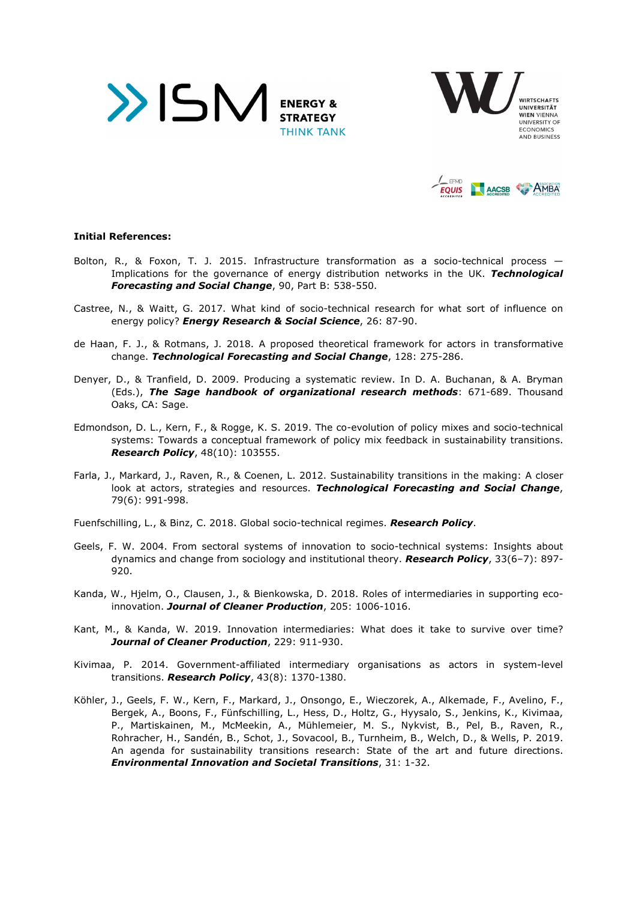**Initial References:**

Bolton, R., & Foxon, T. J. 2015. Infrastructure transformation as a socio-technical process — Implications for the governance of energy distribution networks in the UK. ***Technological Forecasting and Social Change***, 90, Part B: 538-550.

Castree, N., & Waitt, G. 2017. What kind of socio-technical research for what sort of influence on energy policy? ***Energy Research & Social Science***, 26: 87-90.

de Haan, F. J., & Rotmans, J. 2018. A proposed theoretical framework for actors in transformative change. ***Technological Forecasting and Social Change***, 128: 275-286.

Denyer, D., & Tranfield, D. 2009. Producing a systematic review. In D. A. Buchanan, & A. Bryman (Eds.), ***The Sage handbook of organizational research methods***: 671-689. Thousand Oaks, CA: Sage.

Edmondson, D. L., Kern, F., & Rogge, K. S. 2019. The co-evolution of policy mixes and socio-technical systems: Towards a conceptual framework of policy mix feedback in sustainability transitions. ***Research Policy***, 48(10): 103555.

Farla, J., Markard, J., Raven, R., & Coenen, L. 2012. Sustainability transitions in the making: A closer look at actors, strategies and resources. ***Technological Forecasting and Social Change***, 79(6): 991-998.

Fuenfschilling, L., & Binz, C. 2018. Global socio-technical regimes. ***Research Policy***.

Geels, F. W. 2004. From sectoral systems of innovation to socio-technical systems: Insights about dynamics and change from sociology and institutional theory. ***Research Policy***, 33(6–7): 897-920.

Kanda, W., Hjelm, O., Clausen, J., & Bienkowska, D. 2018. Roles of intermediaries in supporting eco-innovation. ***Journal of Cleaner Production***, 205: 1006-1016.

Kant, M., & Kanda, W. 2019. Innovation intermediaries: What does it take to survive over time? ***Journal of Cleaner Production***, 229: 911-930.

Kivimaa, P. 2014. Government-affiliated intermediary organisations as actors in system-level transitions. ***Research Policy***, 43(8): 1370-1380.

Köhler, J., Geels, F. W., Kern, F., Markard, J., Onsongo, E., Wieczorek, A., Alkemade, F., Avelino, F., Bergek, A., Boons, F., Fünfschilling, L., Hess, D., Holtz, G., Hyysalo, S., Jenkins, K., Kivimaa, P., Martiskainen, M., McMeekin, A., Mühlemeier, M. S., Nykvist, B., Pel, B., Raven, R., Rohracher, H., Sandén, B., Schot, J., Sovacool, B., Turnheim, B., Welch, D., & Wells, P. 2019. An agenda for sustainability transitions research: State of the art and future directions. ***Environmental Innovation and Societal Transitions***, 31: 1-32.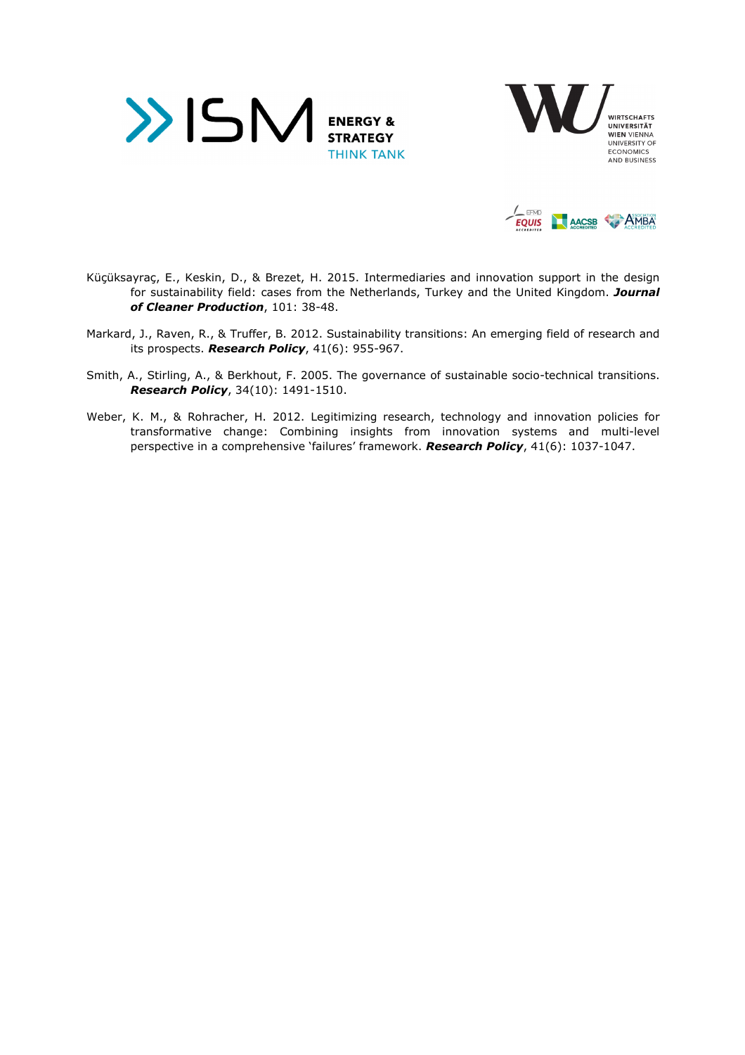Küçüksayraç, E., Keskin, D., & Brezet, H. 2015. Intermediaries and innovation support in the design for sustainability field: cases from the Netherlands, Turkey and the United Kingdom. ***Journal of Cleaner Production***, 101: 38-48.

Markard, J., Raven, R., & Truffer, B. 2012. Sustainability transitions: An emerging field of research and its prospects. ***Research Policy***, 41(6): 955-967.

Smith, A., Stirling, A., & Berkhout, F. 2005. The governance of sustainable socio-technical transitions. ***Research Policy***, 34(10): 1491-1510.

Weber, K. M., & Rohracher, H. 2012. Legitimizing research, technology and innovation policies for transformative change: Combining insights from innovation systems and multi-level perspective in a comprehensive 'failures' framework. ***Research Policy***, 41(6): 1037-1047.